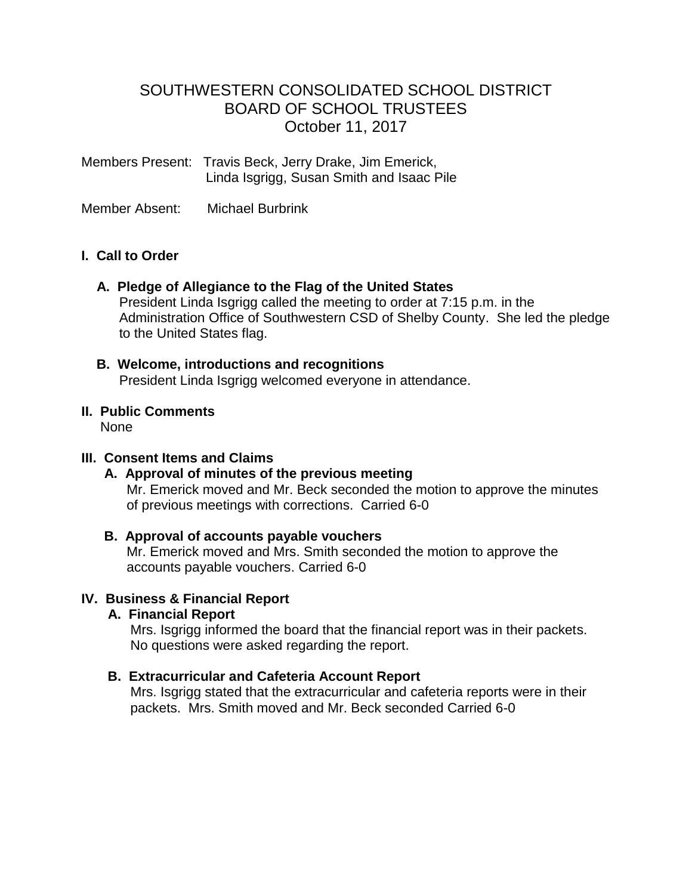# SOUTHWESTERN CONSOLIDATED SCHOOL DISTRICT
## BOARD OF SCHOOL TRUSTEES
### October 11, 2017

Members Present: Travis Beck, Jerry Drake, Jim Emerick, Linda Isgrigg, Susan Smith and Isaac Pile

Member Absent: Michael Burbrink

**I. Call to Order**

**A. Pledge of Allegiance to the Flag of the United States**

President Linda Isgrigg called the meeting to order at 7:15 p.m. in the Administration Office of Southwestern CSD of Shelby County. She led the pledge to the United States flag.

**B. Welcome, introductions and recognitions**

President Linda Isgrigg welcomed everyone in attendance.

**II. Public Comments**

None

**III. Consent Items and Claims**

**A. Approval of minutes of the previous meeting**

Mr. Emerick moved and Mr. Beck seconded the motion to approve the minutes of previous meetings with corrections. Carried 6-0

**B. Approval of accounts payable vouchers**

Mr. Emerick moved and Mrs. Smith seconded the motion to approve the accounts payable vouchers. Carried 6-0

**IV. Business & Financial Report**

**A. Financial Report**

Mrs. Isgrigg informed the board that the financial report was in their packets. No questions were asked regarding the report.

**B. Extracurricular and Cafeteria Account Report**

Mrs. Isgrigg stated that the extracurricular and cafeteria reports were in their packets. Mrs. Smith moved and Mr. Beck seconded Carried 6-0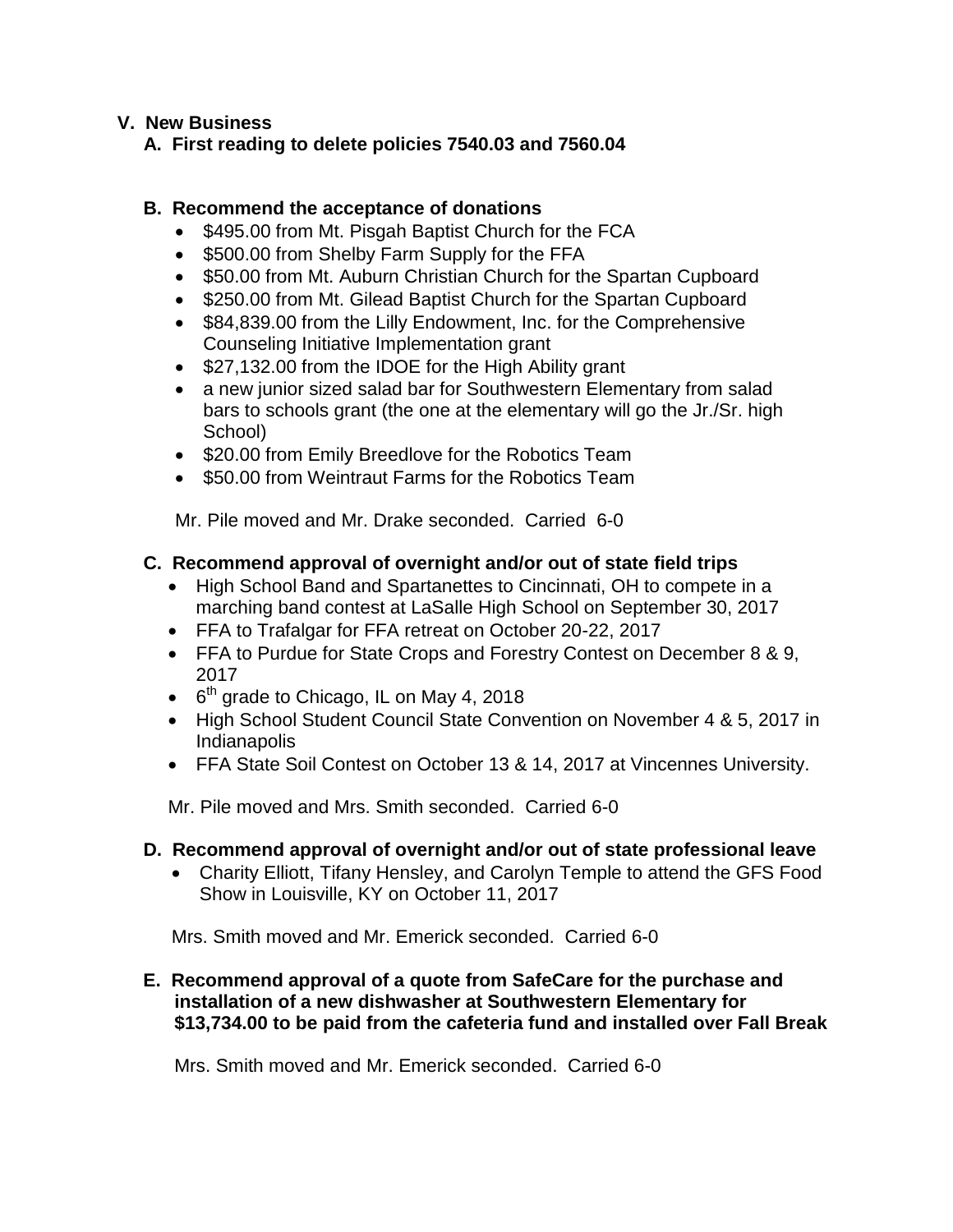## V. New Business

### A. First reading to delete policies 7540.03 and 7560.04

### B. Recommend the acceptance of donations

- \$495.00 from Mt. Pisgah Baptist Church for the FCA
- \$500.00 from Shelby Farm Supply for the FFA
- \$50.00 from Mt. Auburn Christian Church for the Spartan Cupboard
- \$250.00 from Mt. Gilead Baptist Church for the Spartan Cupboard
- \$84,839.00 from the Lilly Endowment, Inc. for the Comprehensive Counseling Initiative Implementation grant
- \$27,132.00 from the IDOE for the High Ability grant
- a new junior sized salad bar for Southwestern Elementary from salad bars to schools grant (the one at the elementary will go the Jr./Sr. high School)
- \$20.00 from Emily Breedlove for the Robotics Team
- \$50.00 from Weintraut Farms for the Robotics Team

Mr. Pile moved and Mr. Drake seconded. Carried 6-0

### C. Recommend approval of overnight and/or out of state field trips

- High School Band and Spartanettes to Cincinnati, OH to compete in a marching band contest at LaSalle High School on September 30, 2017
- FFA to Trafalgar for FFA retreat on October 20-22, 2017
- FFA to Purdue for State Crops and Forestry Contest on December 8 & 9, 2017
- 6th grade to Chicago, IL on May 4, 2018
- High School Student Council State Convention on November 4 & 5, 2017 in Indianapolis
- FFA State Soil Contest on October 13 & 14, 2017 at Vincennes University.

Mr. Pile moved and Mrs. Smith seconded. Carried 6-0

### D. Recommend approval of overnight and/or out of state professional leave

- Charity Elliott, Tifany Hensley, and Carolyn Temple to attend the GFS Food Show in Louisville, KY on October 11, 2017

Mrs. Smith moved and Mr. Emerick seconded. Carried 6-0

### E. Recommend approval of a quote from SafeCare for the purchase and installation of a new dishwasher at Southwestern Elementary for \$13,734.00 to be paid from the cafeteria fund and installed over Fall Break

Mrs. Smith moved and Mr. Emerick seconded. Carried 6-0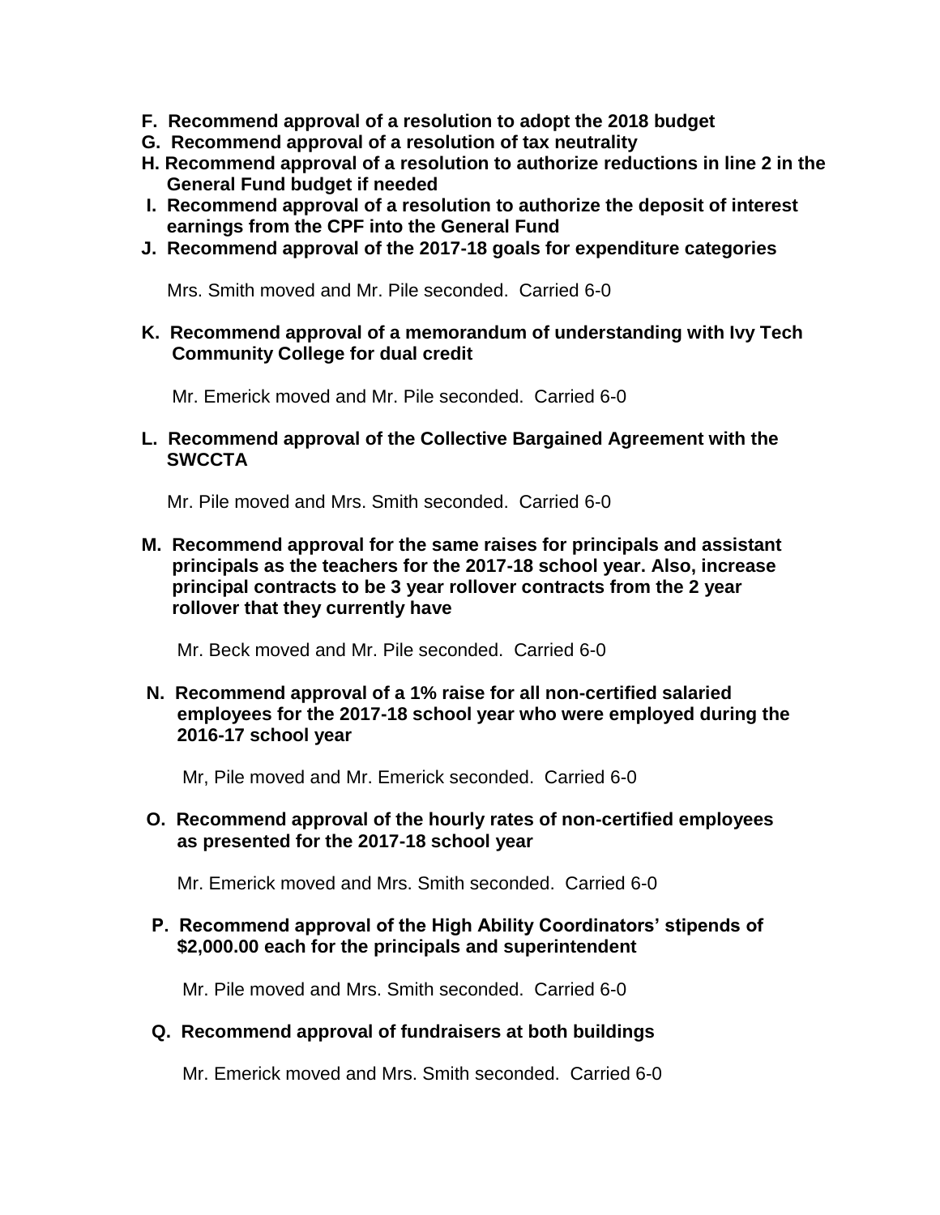**F. Recommend approval of a resolution to adopt the 2018 budget**
**G. Recommend approval of a resolution of tax neutrality**
**H. Recommend approval of a resolution to authorize reductions in line 2 in the General Fund budget if needed**
**I. Recommend approval of a resolution to authorize the deposit of interest earnings from the CPF into the General Fund**
**J. Recommend approval of the 2017-18 goals for expenditure categories**

Mrs. Smith moved and Mr. Pile seconded. Carried 6-0

**K. Recommend approval of a memorandum of understanding with Ivy Tech Community College for dual credit**

Mr. Emerick moved and Mr. Pile seconded. Carried 6-0

**L. Recommend approval of the Collective Bargained Agreement with the SWCCTA**

Mr. Pile moved and Mrs. Smith seconded. Carried 6-0

**M. Recommend approval for the same raises for principals and assistant principals as the teachers for the 2017-18 school year. Also, increase principal contracts to be 3 year rollover contracts from the 2 year rollover that they currently have**

Mr. Beck moved and Mr. Pile seconded. Carried 6-0

**N. Recommend approval of a 1% raise for all non-certified salaried employees for the 2017-18 school year who were employed during the 2016-17 school year**

Mr, Pile moved and Mr. Emerick seconded. Carried 6-0

**O. Recommend approval of the hourly rates of non-certified employees as presented for the 2017-18 school year**

Mr. Emerick moved and Mrs. Smith seconded. Carried 6-0

**P. Recommend approval of the High Ability Coordinators' stipends of $2,000.00 each for the principals and superintendent**

Mr. Pile moved and Mrs. Smith seconded. Carried 6-0

**Q. Recommend approval of fundraisers at both buildings**

Mr. Emerick moved and Mrs. Smith seconded. Carried 6-0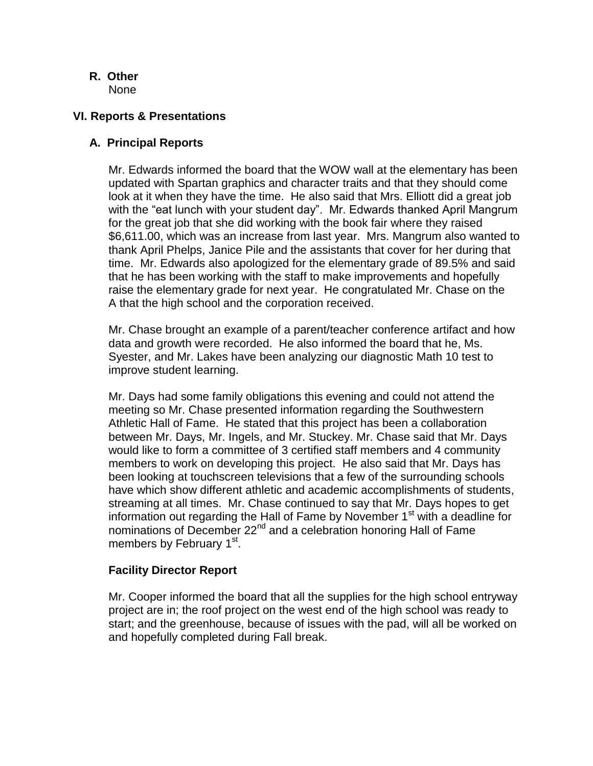**R. Other**

None

## VI. Reports & Presentations

### A. Principal Reports

Mr. Edwards informed the board that the WOW wall at the elementary has been updated with Spartan graphics and character traits and that they should come look at it when they have the time. He also said that Mrs. Elliott did a great job with the "eat lunch with your student day". Mr. Edwards thanked April Mangrum for the great job that she did working with the book fair where they raised $6,611.00, which was an increase from last year. Mrs. Mangrum also wanted to thank April Phelps, Janice Pile and the assistants that cover for her during that time. Mr. Edwards also apologized for the elementary grade of 89.5% and said that he has been working with the staff to make improvements and hopefully raise the elementary grade for next year. He congratulated Mr. Chase on the A that the high school and the corporation received.

Mr. Chase brought an example of a parent/teacher conference artifact and how data and growth were recorded. He also informed the board that he, Ms. Syester, and Mr. Lakes have been analyzing our diagnostic Math 10 test to improve student learning.

Mr. Days had some family obligations this evening and could not attend the meeting so Mr. Chase presented information regarding the Southwestern Athletic Hall of Fame. He stated that this project has been a collaboration between Mr. Days, Mr. Ingels, and Mr. Stuckey. Mr. Chase said that Mr. Days would like to form a committee of 3 certified staff members and 4 community members to work on developing this project. He also said that Mr. Days has been looking at touchscreen televisions that a few of the surrounding schools have which show different athletic and academic accomplishments of students, streaming at all times. Mr. Chase continued to say that Mr. Days hopes to get information out regarding the Hall of Fame by November 1st with a deadline for nominations of December 22nd and a celebration honoring Hall of Fame members by February 1st.

**Facility Director Report**

Mr. Cooper informed the board that all the supplies for the high school entryway project are in; the roof project on the west end of the high school was ready to start; and the greenhouse, because of issues with the pad, will all be worked on and hopefully completed during Fall break.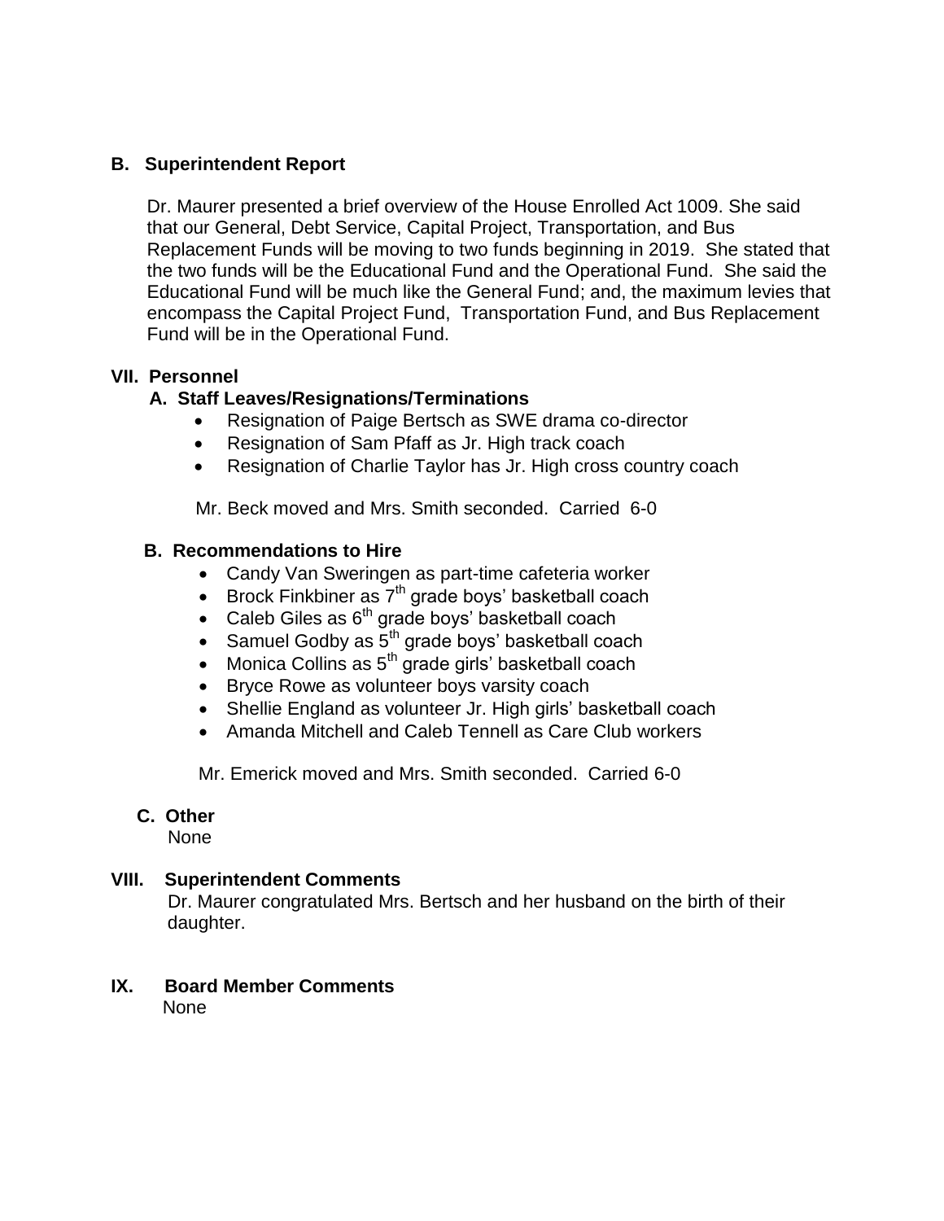### B. Superintendent Report

Dr. Maurer presented a brief overview of the House Enrolled Act 1009. She said that our General, Debt Service, Capital Project, Transportation, and Bus Replacement Funds will be moving to two funds beginning in 2019. She stated that the two funds will be the Educational Fund and the Operational Fund. She said the Educational Fund will be much like the General Fund; and, the maximum levies that encompass the Capital Project Fund, Transportation Fund, and Bus Replacement Fund will be in the Operational Fund.

## VII. Personnel

### A. Staff Leaves/Resignations/Terminations

- Resignation of Paige Bertsch as SWE drama co-director
- Resignation of Sam Pfaff as Jr. High track coach
- Resignation of Charlie Taylor has Jr. High cross country coach

Mr. Beck moved and Mrs. Smith seconded. Carried 6-0

### B. Recommendations to Hire

- Candy Van Sweringen as part-time cafeteria worker
- Brock Finkbiner as 7th grade boys' basketball coach
- Caleb Giles as 6th grade boys' basketball coach
- Samuel Godby as 5th grade boys' basketball coach
- Monica Collins as 5th grade girls' basketball coach
- Bryce Rowe as volunteer boys varsity coach
- Shellie England as volunteer Jr. High girls' basketball coach
- Amanda Mitchell and Caleb Tennell as Care Club workers

Mr. Emerick moved and Mrs. Smith seconded. Carried 6-0

### C. Other

None

## VIII. Superintendent Comments

Dr. Maurer congratulated Mrs. Bertsch and her husband on the birth of their daughter.

## IX. Board Member Comments

None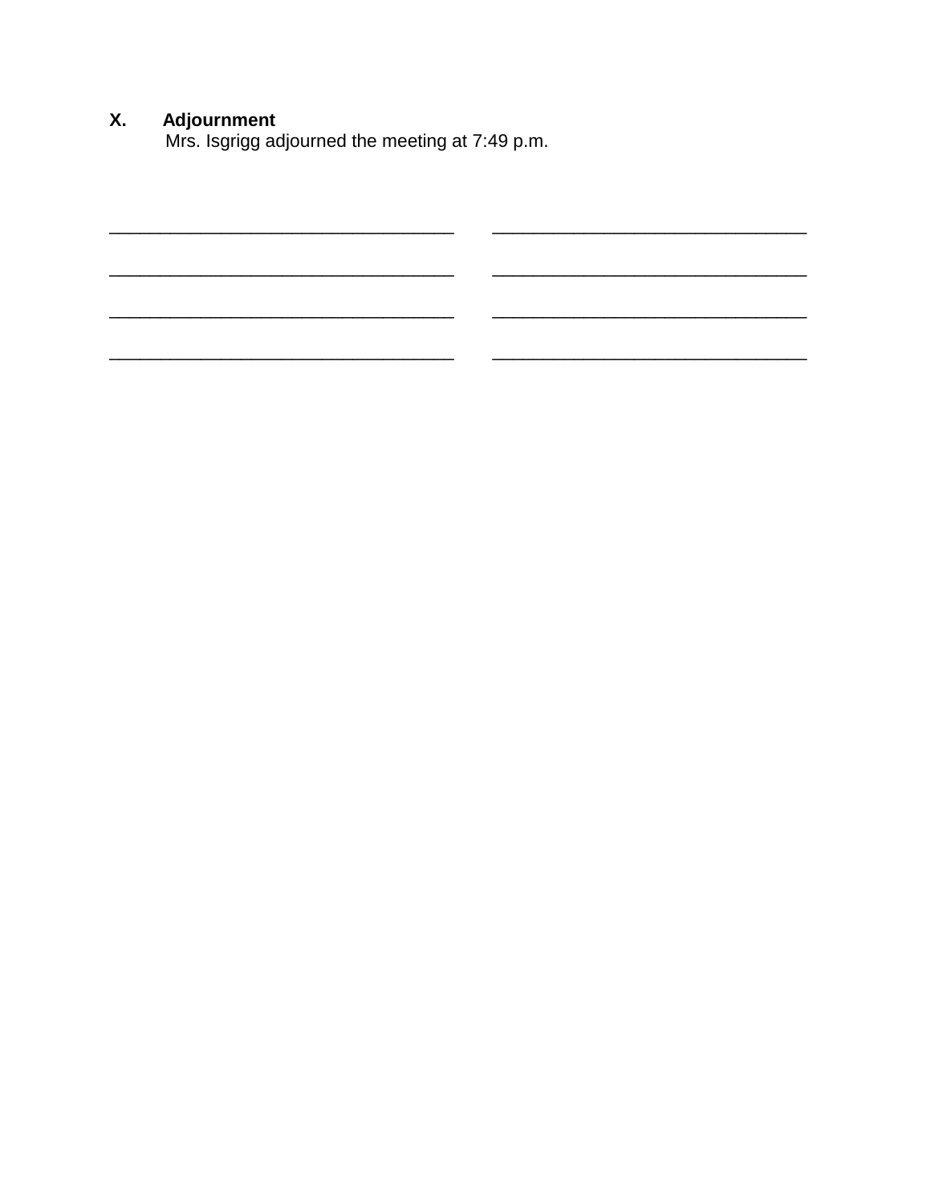## X. Adjournment

Mrs. Isgrigg adjourned the meeting at 7:49 p.m.

\_\_\_\_\_\_\_\_\_\_\_\_\_\_\_\_\_\_\_\_\_\_\_\_\_\_\_\_\_\_\_\_\_\_ \_\_\_\_\_\_\_\_\_\_\_\_\_\_\_\_\_\_\_\_\_\_\_\_\_\_\_\_\_\_\_\_

\_\_\_\_\_\_\_\_\_\_\_\_\_\_\_\_\_\_\_\_\_\_\_\_\_\_\_\_\_\_\_\_\_\_ \_\_\_\_\_\_\_\_\_\_\_\_\_\_\_\_\_\_\_\_\_\_\_\_\_\_\_\_\_\_\_\_

\_\_\_\_\_\_\_\_\_\_\_\_\_\_\_\_\_\_\_\_\_\_\_\_\_\_\_\_\_\_\_\_\_\_ \_\_\_\_\_\_\_\_\_\_\_\_\_\_\_\_\_\_\_\_\_\_\_\_\_\_\_\_\_\_\_\_

\_\_\_\_\_\_\_\_\_\_\_\_\_\_\_\_\_\_\_\_\_\_\_\_\_\_\_\_\_\_\_\_\_\_ \_\_\_\_\_\_\_\_\_\_\_\_\_\_\_\_\_\_\_\_\_\_\_\_\_\_\_\_\_\_\_\_